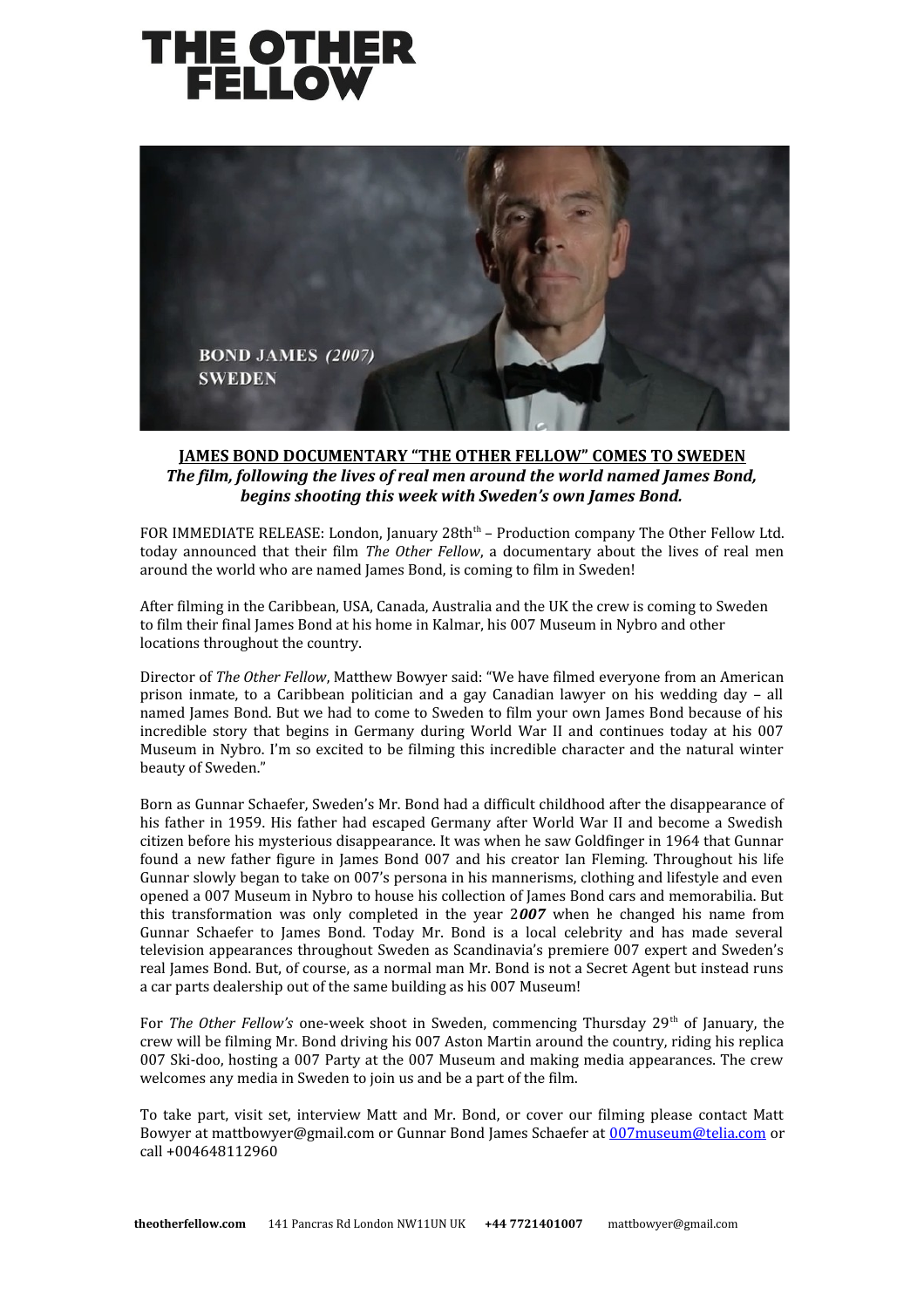// THE OTHER FELLOW

**JAMES BOND DOCUMENTARY "THE OTHER FELLOW" COMES TO SWEDEN**

***The film, following the lives of real men around the world named James Bond, begins shooting this week with Sweden's own James Bond.***

FOR IMMEDIATE RELEASE: London, January 28th[th] – Production company The Other Fellow Ltd. today announced that their film *The Other Fellow*, a documentary about the lives of real men around the world who are named James Bond, is coming to film in Sweden!

After filming in the Caribbean, USA, Canada, Australia and the UK the crew is coming to Sweden to film their final James Bond at his home in Kalmar, his 007 Museum in Nybro and other locations throughout the country.

Director of *The Other Fellow*, Matthew Bowyer said: "We have filmed everyone from an American prison inmate, to a Caribbean politician and a gay Canadian lawyer on his wedding day – all named James Bond. But we had to come to Sweden to film your own James Bond because of his incredible story that begins in Germany during World War II and continues today at his 007 Museum in Nybro. I'm so excited to be filming this incredible character and the natural winter beauty of Sweden."

Born as Gunnar Schaefer, Sweden's Mr. Bond had a difficult childhood after the disappearance of his father in 1959. His father had escaped Germany after World War II and become a Swedish citizen before his mysterious disappearance. It was when he saw Goldfinger in 1964 that Gunnar found a new father figure in James Bond 007 and his creator Ian Fleming. Throughout his life Gunnar slowly began to take on 007's persona in his mannerisms, clothing and lifestyle and even opened a 007 Museum in Nybro to house his collection of James Bond cars and memorabilia. But this transformation was only completed in the year 2***007*** when he changed his name from Gunnar Schaefer to James Bond. Today Mr. Bond is a local celebrity and has made several television appearances throughout Sweden as Scandinavia's premiere 007 expert and Sweden's real James Bond. But, of course, as a normal man Mr. Bond is not a Secret Agent but instead runs a car parts dealership out of the same building as his 007 Museum!

For *The Other Fellow's* one-week shoot in Sweden, commencing Thursday 29[th] of January, the crew will be filming Mr. Bond driving his 007 Aston Martin around the country, riding his replica 007 Ski-doo, hosting a 007 Party at the 007 Museum and making media appearances. The crew welcomes any media in Sweden to join us and be a part of the film.

To take part, visit set, interview Matt and Mr. Bond, or cover our filming please contact Matt Bowyer at mattbowyer@gmail.com or Gunnar Bond James Schaefer at 007museum@telia.com or call +004648112960

**theotherfellow.com** 141 Pancras Rd London NW11UN UK **+44 7721401007** mattbowyer@gmail.com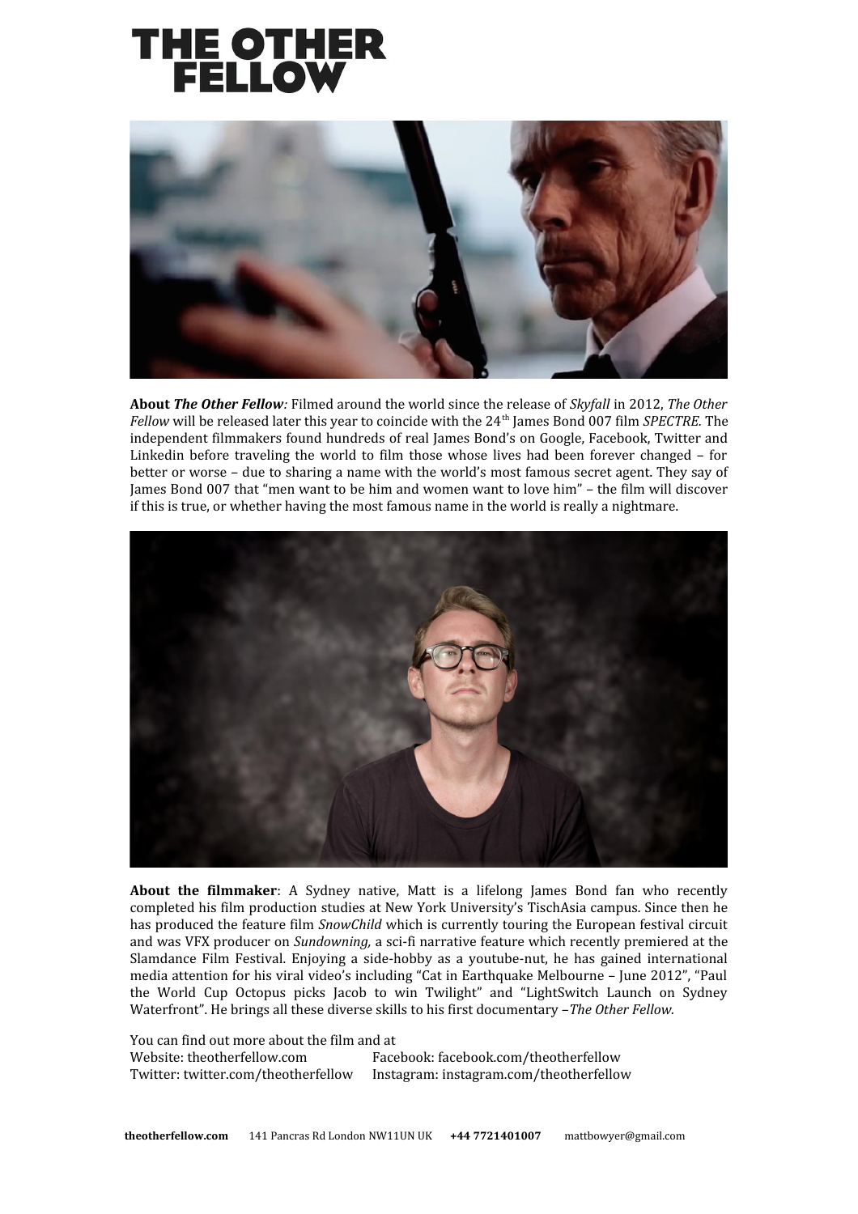# THE OTHER FELLOW

**About *The Other Fellow*:** Filmed around the world since the release of *Skyfall* in 2012, *The Other Fellow* will be released later this year to coincide with the 24th James Bond 007 film *SPECTRE.* The independent filmmakers found hundreds of real James Bond's on Google, Facebook, Twitter and Linkedin before traveling the world to film those whose lives had been forever changed – for better or worse – due to sharing a name with the world's most famous secret agent. They say of James Bond 007 that "men want to be him and women want to love him" – the film will discover if this is true, or whether having the most famous name in the world is really a nightmare.

**About the filmmaker**: A Sydney native, Matt is a lifelong James Bond fan who recently completed his film production studies at New York University's TischAsia campus. Since then he has produced the feature film *SnowChild* which is currently touring the European festival circuit and was VFX producer on *Sundowning,* a sci-fi narrative feature which recently premiered at the Slamdance Film Festival. Enjoying a side-hobby as a youtube-nut, he has gained international media attention for his viral video's including "Cat in Earthquake Melbourne – June 2012", "Paul the World Cup Octopus picks Jacob to win Twilight" and "LightSwitch Launch on Sydney Waterfront". He brings all these diverse skills to his first documentary –*The Other Fellow.*

You can find out more about the film and at

Website: theotherfellow.com
Facebook: facebook.com/theotherfellow
Twitter: twitter.com/theotherfellow
Instagram: instagram.com/theotherfellow

**theotherfellow.com** 141 Pancras Rd London NW11UN UK **+44 7721401007** mattbowyer@gmail.com